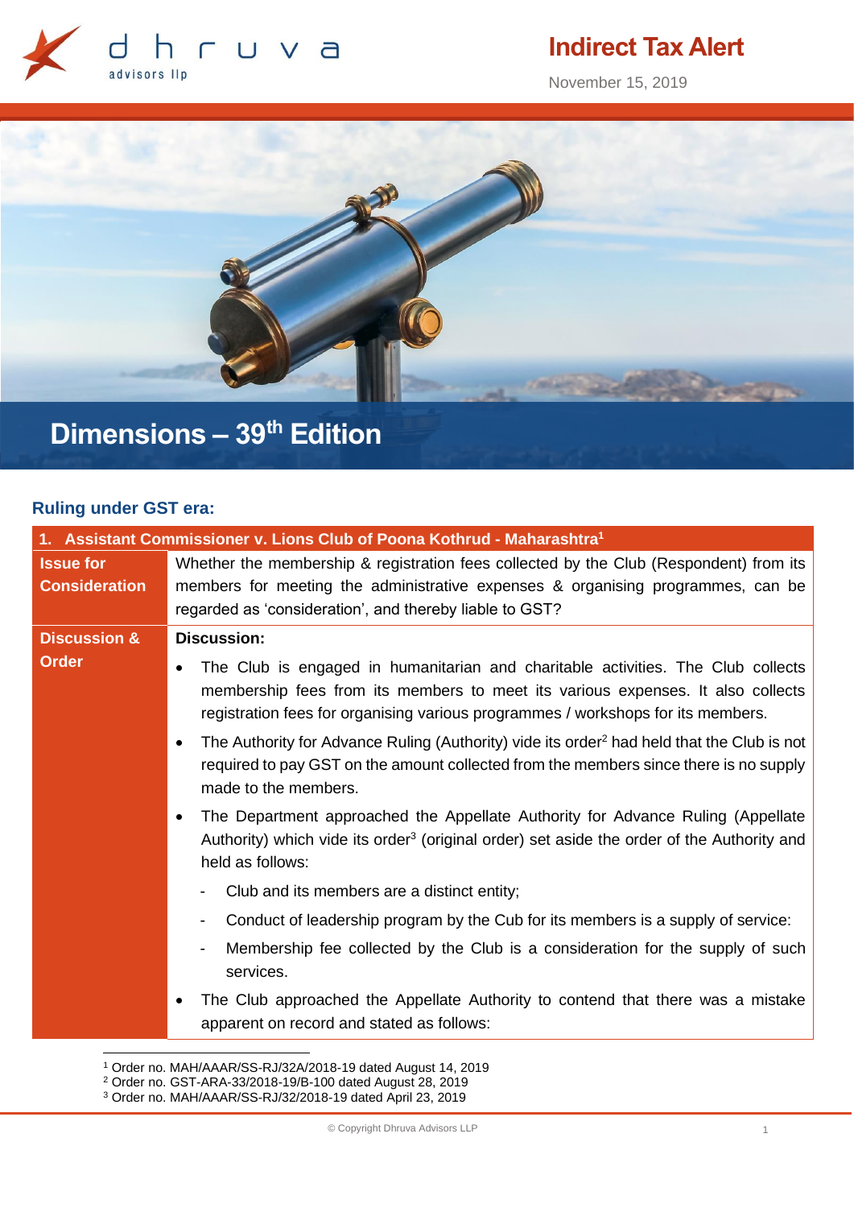# Indirect Tax Alert

November 15, 2019

# Dimensions – 39th Edition

## Ruling under GST era:

| 1. Assistant Commissioner v. Lions Club of Poona Kothrud - Maharashtra[1] | |
|---|---|
| **Issue for Consideration** | Whether the membership & registration fees collected by the Club (Respondent) from its members for meeting the administrative expenses & organising programmes, can be regarded as 'consideration', and thereby liable to GST? |
| **Discussion & Order** | **Discussion:**<br>• The Club is engaged in humanitarian and charitable activities. The Club collects membership fees from its members to meet its various expenses. It also collects registration fees for organising various programmes / workshops for its members.<br>• The Authority for Advance Ruling (Authority) vide its order[2] had held that the Club is not required to pay GST on the amount collected from the members since there is no supply made to the members.<br>• The Department approached the Appellate Authority for Advance Ruling (Appellate Authority) which vide its order[3] (original order) set aside the order of the Authority and held as follows:<br>- Club and its members are a distinct entity;<br>- Conduct of leadership program by the Cub for its members is a supply of service:<br>- Membership fee collected by the Club is a consideration for the supply of such services.<br>• The Club approached the Appellate Authority to contend that there was a mistake apparent on record and stated as follows: |

[1] Order no. MAH/AAAR/SS-RJ/32A/2018-19 dated August 14, 2019
[2] Order no. GST-ARA-33/2018-19/B-100 dated August 28, 2019
[3] Order no. MAH/AAAR/SS-RJ/32/2018-19 dated April 23, 2019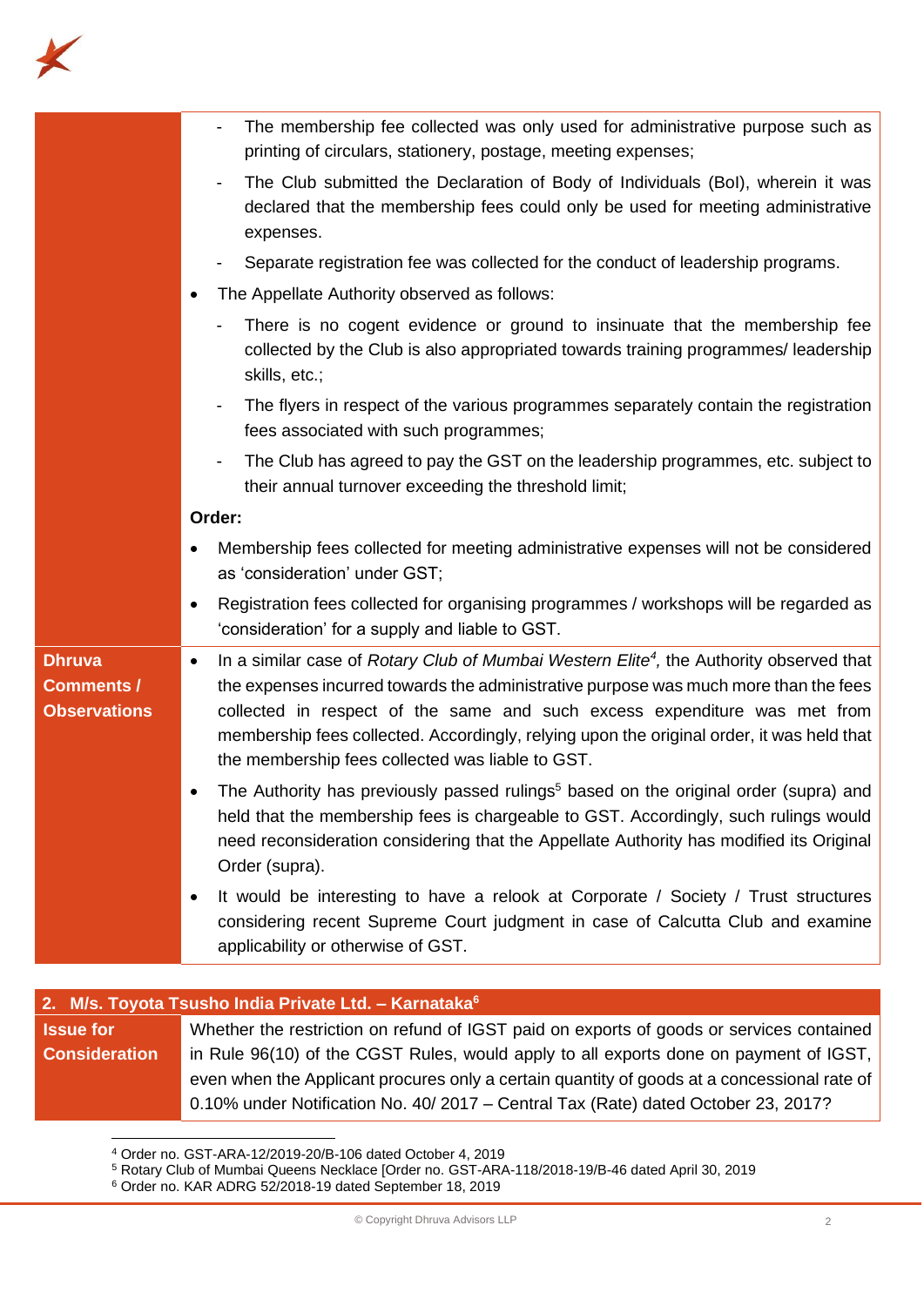| | |
|---|---|
| | - The membership fee collected was only used for administrative purpose such as printing of circulars, stationery, postage, meeting expenses;<br>- The Club submitted the Declaration of Body of Individuals (BoI), wherein it was declared that the membership fees could only be used for meeting administrative expenses.<br>- Separate registration fee was collected for the conduct of leadership programs.<br><br>• The Appellate Authority observed as follows:<br>- There is no cogent evidence or ground to insinuate that the membership fee collected by the Club is also appropriated towards training programmes/ leadership skills, etc.;<br>- The flyers in respect of the various programmes separately contain the registration fees associated with such programmes;<br>- The Club has agreed to pay the GST on the leadership programmes, etc. subject to their annual turnover exceeding the threshold limit;<br><br>**Order:**<br>• Membership fees collected for meeting administrative expenses will not be considered as 'consideration' under GST;<br>• Registration fees collected for organising programmes / workshops will be regarded as 'consideration' for a supply and liable to GST. |
| **Dhruva Comments / Observations** | • In a similar case of *Rotary Club of Mumbai Western Elite*[4], the Authority observed that the expenses incurred towards the administrative purpose was much more than the fees collected in respect of the same and such excess expenditure was met from membership fees collected. Accordingly, relying upon the original order, it was held that the membership fees collected was liable to GST.<br>• The Authority has previously passed rulings[5] based on the original order (supra) and held that the membership fees is chargeable to GST. Accordingly, such rulings would need reconsideration considering that the Appellate Authority has modified its Original Order (supra).<br>• It would be interesting to have a relook at Corporate / Society / Trust structures considering recent Supreme Court judgment in case of Calcutta Club and examine applicability or otherwise of GST. |

| **2. M/s. Toyota Tsusho India Private Ltd. – Karnataka[6]** | |
|---|---|
| **Issue for Consideration** | Whether the restriction on refund of IGST paid on exports of goods or services contained in Rule 96(10) of the CGST Rules, would apply to all exports done on payment of IGST, even when the Applicant procures only a certain quantity of goods at a concessional rate of 0.10% under Notification No. 40/ 2017 – Central Tax (Rate) dated October 23, 2017? |

[4] Order no. GST-ARA-12/2019-20/B-106 dated October 4, 2019

[5] Rotary Club of Mumbai Queens Necklace [Order no. GST-ARA-118/2018-19/B-46 dated April 30, 2019

[6] Order no. KAR ADRG 52/2018-19 dated September 18, 2019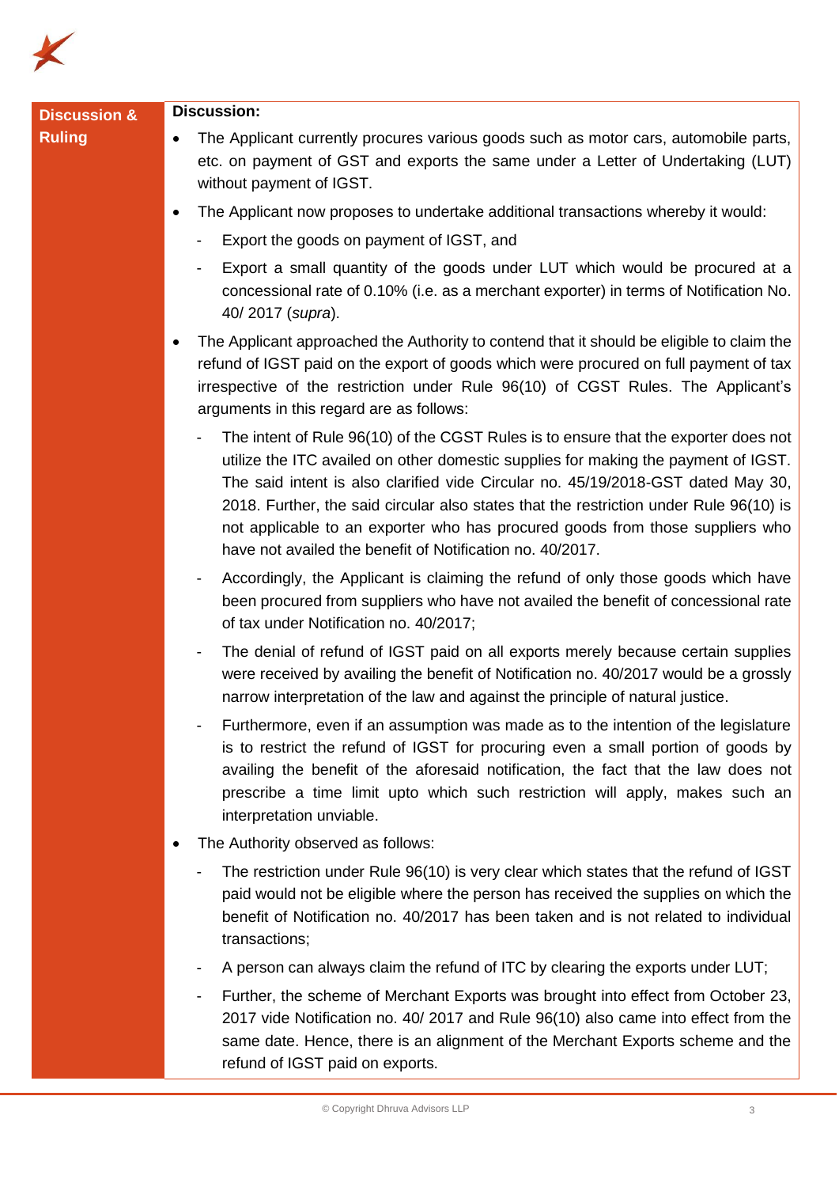**Discussion & Ruling**

**Discussion:**

- The Applicant currently procures various goods such as motor cars, automobile parts, etc. on payment of GST and exports the same under a Letter of Undertaking (LUT) without payment of IGST.
- The Applicant now proposes to undertake additional transactions whereby it would:
  - Export the goods on payment of IGST, and
  - Export a small quantity of the goods under LUT which would be procured at a concessional rate of 0.10% (i.e. as a merchant exporter) in terms of Notification No. 40/ 2017 (*supra*).
- The Applicant approached the Authority to contend that it should be eligible to claim the refund of IGST paid on the export of goods which were procured on full payment of tax irrespective of the restriction under Rule 96(10) of CGST Rules. The Applicant's arguments in this regard are as follows:
  - The intent of Rule 96(10) of the CGST Rules is to ensure that the exporter does not utilize the ITC availed on other domestic supplies for making the payment of IGST. The said intent is also clarified vide Circular no. 45/19/2018-GST dated May 30, 2018. Further, the said circular also states that the restriction under Rule 96(10) is not applicable to an exporter who has procured goods from those suppliers who have not availed the benefit of Notification no. 40/2017.
  - Accordingly, the Applicant is claiming the refund of only those goods which have been procured from suppliers who have not availed the benefit of concessional rate of tax under Notification no. 40/2017;
  - The denial of refund of IGST paid on all exports merely because certain supplies were received by availing the benefit of Notification no. 40/2017 would be a grossly narrow interpretation of the law and against the principle of natural justice.
  - Furthermore, even if an assumption was made as to the intention of the legislature is to restrict the refund of IGST for procuring even a small portion of goods by availing the benefit of the aforesaid notification, the fact that the law does not prescribe a time limit upto which such restriction will apply, makes such an interpretation unviable.
- The Authority observed as follows:
  - The restriction under Rule 96(10) is very clear which states that the refund of IGST paid would not be eligible where the person has received the supplies on which the benefit of Notification no. 40/2017 has been taken and is not related to individual transactions;
  - A person can always claim the refund of ITC by clearing the exports under LUT;
  - Further, the scheme of Merchant Exports was brought into effect from October 23, 2017 vide Notification no. 40/ 2017 and Rule 96(10) also came into effect from the same date. Hence, there is an alignment of the Merchant Exports scheme and the refund of IGST paid on exports.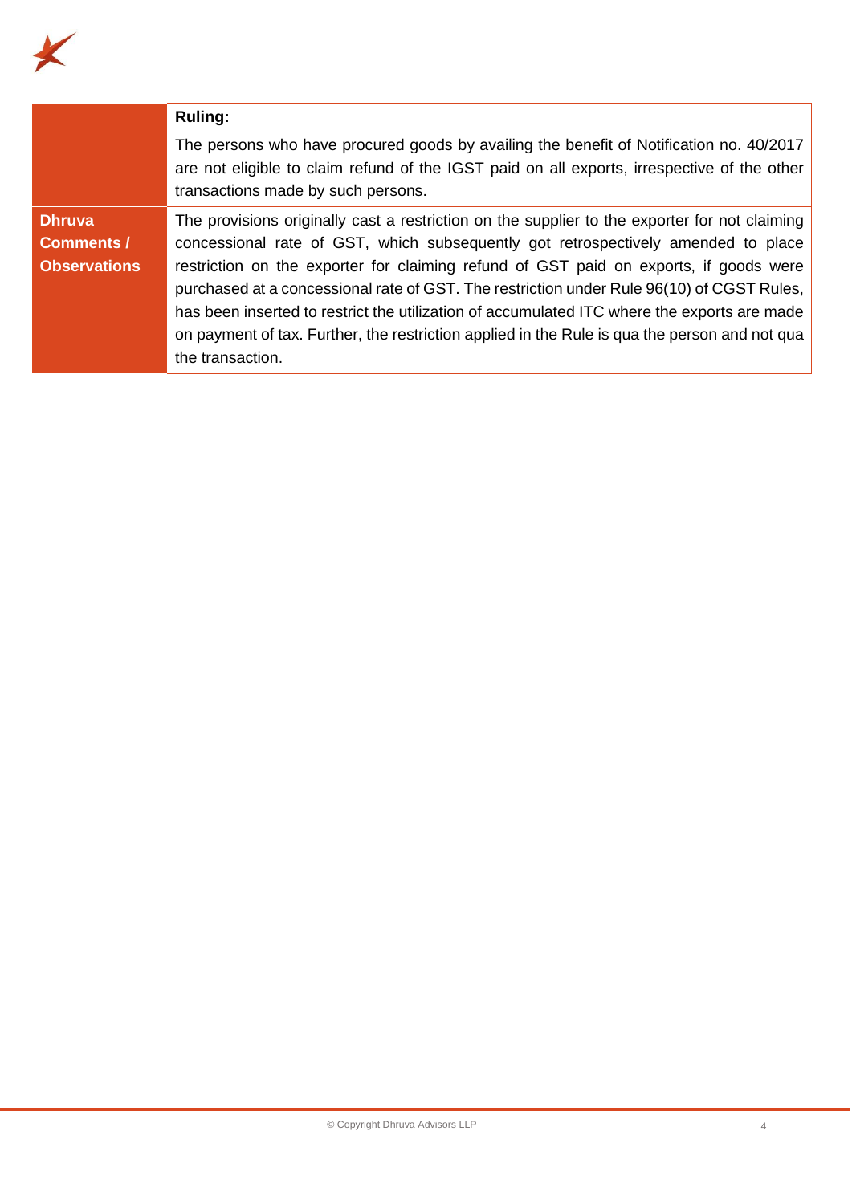|  |  |
| --- | --- |
|  | **Ruling:**<br><br>The persons who have procured goods by availing the benefit of Notification no. 40/2017 are not eligible to claim refund of the IGST paid on all exports, irrespective of the other transactions made by such persons. |
| **Dhruva Comments / Observations** | The provisions originally cast a restriction on the supplier to the exporter for not claiming concessional rate of GST, which subsequently got retrospectively amended to place restriction on the exporter for claiming refund of GST paid on exports, if goods were purchased at a concessional rate of GST. The restriction under Rule 96(10) of CGST Rules, has been inserted to restrict the utilization of accumulated ITC where the exports are made on payment of tax. Further, the restriction applied in the Rule is qua the person and not qua the transaction. |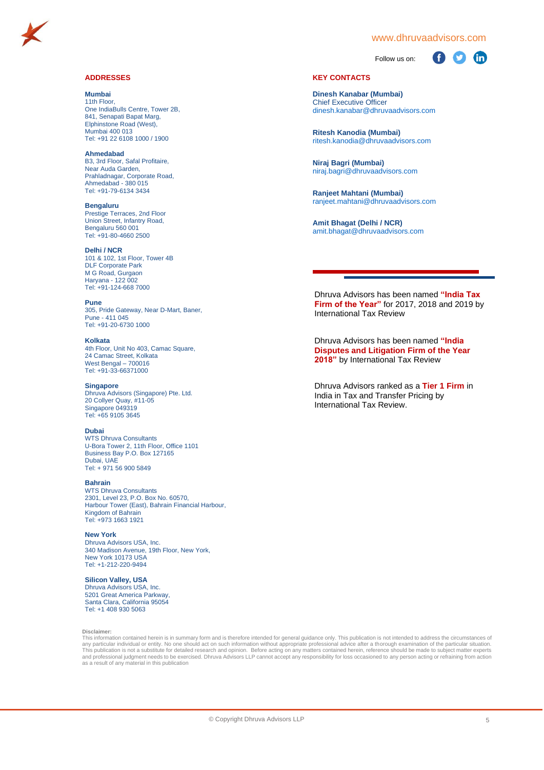www.dhruvaadvisors.com

Follow us on:

## ADDRESSES

**Mumbai**
11th Floor,
One IndiaBulls Centre, Tower 2B,
841, Senapati Bapat Marg,
Elphinstone Road (West),
Mumbai 400 013
Tel: +91 22 6108 1000 / 1900

**Ahmedabad**
B3, 3rd Floor, Safal Profitaire,
Near Auda Garden,
Prahladnagar, Corporate Road,
Ahmedabad - 380 015
Tel: +91-79-6134 3434

**Bengaluru**
Prestige Terraces, 2nd Floor
Union Street, Infantry Road,
Bengaluru 560 001
Tel: +91-80-4660 2500

**Delhi / NCR**
101 & 102, 1st Floor, Tower 4B
DLF Corporate Park
M G Road, Gurgaon
Haryana - 122 002
Tel: +91-124-668 7000

**Pune**
305, Pride Gateway, Near D-Mart, Baner,
Pune - 411 045
Tel: +91-20-6730 1000

**Kolkata**
4th Floor, Unit No 403, Camac Square,
24 Camac Street, Kolkata
West Bengal – 700016
Tel: +91-33-66371000

**Singapore**
Dhruva Advisors (Singapore) Pte. Ltd.
20 Collyer Quay, #11-05
Singapore 049319
Tel: +65 9105 3645

**Dubai**
WTS Dhruva Consultants
U-Bora Tower 2, 11th Floor, Office 1101
Business Bay P.O. Box 127165
Dubai, UAE
Tel: + 971 56 900 5849

**Bahrain**
WTS Dhruva Consultants
2301, Level 23, P.O. Box No. 60570,
Harbour Tower (East), Bahrain Financial Harbour,
Kingdom of Bahrain
Tel: +973 1663 1921

**New York**
Dhruva Advisors USA, Inc.
340 Madison Avenue, 19th Floor, New York,
New York 10173 USA
Tel: +1-212-220-9494

**Silicon Valley, USA**
Dhruva Advisors USA, Inc.
5201 Great America Parkway,
Santa Clara, California 95054
Tel: +1 408 930 5063

## KEY CONTACTS

**Dinesh Kanabar (Mumbai)**
Chief Executive Officer
dinesh.kanabar@dhruvaadvisors.com

**Ritesh Kanodia (Mumbai)**
ritesh.kanodia@dhruvaadvisors.com

**Niraj Bagri (Mumbai)**
niraj.bagri@dhruvaadvisors.com

**Ranjeet Mahtani (Mumbai)**
ranjeet.mahtani@dhruvaadvisors.com

**Amit Bhagat (Delhi / NCR)**
amit.bhagat@dhruvaadvisors.com

Dhruva Advisors has been named **"India Tax Firm of the Year"** for 2017, 2018 and 2019 by International Tax Review

Dhruva Advisors has been named **"India Disputes and Litigation Firm of the Year 2018"** by International Tax Review

Dhruva Advisors ranked as a **Tier 1 Firm** in India in Tax and Transfer Pricing by International Tax Review.

**Disclaimer:**
This information contained herein is in summary form and is therefore intended for general guidance only. This publication is not intended to address the circumstances of any particular individual or entity. No one should act on such information without appropriate professional advice after a thorough examination of the particular situation. This publication is not a substitute for detailed research and opinion. Before acting on any matters contained herein, reference should be made to subject matter experts and professional judgment needs to be exercised. Dhruva Advisors LLP cannot accept any responsibility for loss occasioned to any person acting or refraining from action as a result of any material in this publication

© Copyright Dhruva Advisors LLP